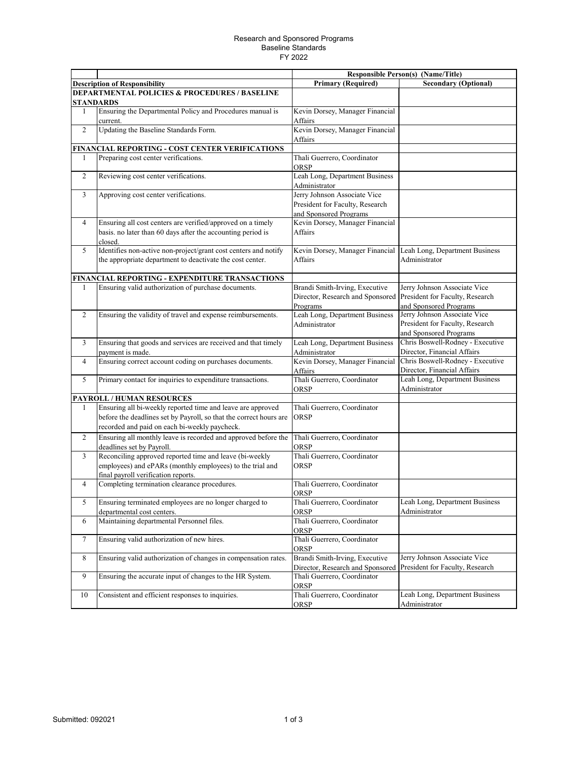# Research and Sponsored Programs
## Baseline Standards
## FY 2022

| | | Responsible Person(s) (Name/Title) | |
|---|---|---|---|
| **Description of Responsibility** | | **Primary (Required)** | **Secondary (Optional)** |
| **DEPARTMENTAL POLICIES & PROCEDURES / BASELINE STANDARDS** | | | |
| 1 | Ensuring the Departmental Policy and Procedures manual is current. | Kevin Dorsey, Manager Financial Affairs | |
| 2 | Updating the Baseline Standards Form. | Kevin Dorsey, Manager Financial Affairs | |
| **FINANCIAL REPORTING - COST CENTER VERIFICATIONS** | | | |
| 1 | Preparing cost center verifications. | Thali Guerrero, Coordinator ORSP | |
| 2 | Reviewing cost center verifications. | Leah Long, Department Business Administrator | |
| 3 | Approving cost center verifications. | Jerry Johnson Associate Vice President for Faculty, Research and Sponsored Programs | |
| 4 | Ensuring all cost centers are verified/approved on a timely basis. no later than 60 days after the accounting period is closed. | Kevin Dorsey, Manager Financial Affairs | |
| 5 | Identifies non-active non-project/grant cost centers and notify the appropriate department to deactivate the cost center. | Kevin Dorsey, Manager Financial Affairs | Leah Long, Department Business Administrator |
| **FINANCIAL REPORTING - EXPENDITURE TRANSACTIONS** | | | |
| 1 | Ensuring valid authorization of purchase documents. | Brandi Smith-Irving, Executive Director, Research and Sponsored Programs | Jerry Johnson Associate Vice President for Faculty, Research and Sponsored Programs |
| 2 | Ensuring the validity of travel and expense reimbursements. | Leah Long, Department Business Administrator | Jerry Johnson Associate Vice President for Faculty, Research and Sponsored Programs |
| 3 | Ensuring that goods and services are received and that timely payment is made. | Leah Long, Department Business Administrator | Chris Boswell-Rodney - Executive Director, Financial Affairs |
| 4 | Ensuring correct account coding on purchases documents. | Kevin Dorsey, Manager Financial Affairs | Chris Boswell-Rodney - Executive Director, Financial Affairs |
| 5 | Primary contact for inquiries to expenditure transactions. | Thali Guerrero, Coordinator ORSP | Leah Long, Department Business Administrator |
| **PAYROLL / HUMAN RESOURCES** | | | |
| 1 | Ensuring all bi-weekly reported time and leave are approved before the deadlines set by Payroll, so that the correct hours are recorded and paid on each bi-weekly paycheck. | Thali Guerrero, Coordinator ORSP | |
| 2 | Ensuring all monthly leave is recorded and approved before the deadlines set by Payroll. | Thali Guerrero, Coordinator ORSP | |
| 3 | Reconciling approved reported time and leave (bi-weekly employees) and ePARs (monthly employees) to the trial and final payroll verification reports. | Thali Guerrero, Coordinator ORSP | |
| 4 | Completing termination clearance procedures. | Thali Guerrero, Coordinator ORSP | |
| 5 | Ensuring terminated employees are no longer charged to departmental cost centers. | Thali Guerrero, Coordinator ORSP | Leah Long, Department Business Administrator |
| 6 | Maintaining departmental Personnel files. | Thali Guerrero, Coordinator ORSP | |
| 7 | Ensuring valid authorization of new hires. | Thali Guerrero, Coordinator ORSP | |
| 8 | Ensuring valid authorization of changes in compensation rates. | Brandi Smith-Irving, Executive Director, Research and Sponsored | Jerry Johnson Associate Vice President for Faculty, Research |
| 9 | Ensuring the accurate input of changes to the HR System. | Thali Guerrero, Coordinator ORSP | |
| 10 | Consistent and efficient responses to inquiries. | Thali Guerrero, Coordinator ORSP | Leah Long, Department Business Administrator |

Submitted: 092021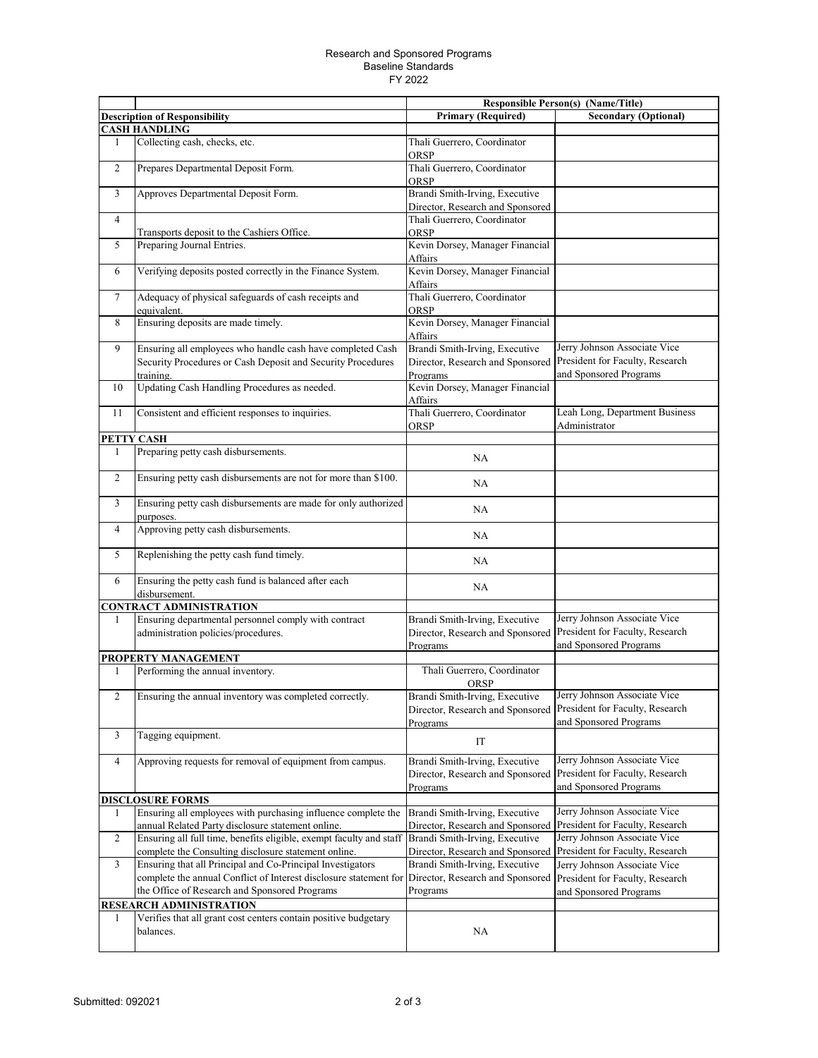Research and Sponsored Programs
Baseline Standards
FY 2022

| | | Responsible Person(s) (Name/Title) | |
|---|---|---|---|
| **Description of Responsibility** | | **Primary (Required)** | **Secondary (Optional)** |
| **CASH HANDLING** | | | |
| 1 | Collecting cash, checks, etc. | Thali Guerrero, Coordinator ORSP | |
| 2 | Prepares Departmental Deposit Form. | Thali Guerrero, Coordinator ORSP | |
| 3 | Approves Departmental Deposit Form. | Brandi Smith-Irving, Executive Director, Research and Sponsored | |
| 4 | Transports deposit to the Cashiers Office. | Thali Guerrero, Coordinator ORSP | |
| 5 | Preparing Journal Entries. | Kevin Dorsey, Manager Financial Affairs | |
| 6 | Verifying deposits posted correctly in the Finance System. | Kevin Dorsey, Manager Financial Affairs | |
| 7 | Adequacy of physical safeguards of cash receipts and equivalent. | Thali Guerrero, Coordinator ORSP | |
| 8 | Ensuring deposits are made timely. | Kevin Dorsey, Manager Financial Affairs | |
| 9 | Ensuring all employees who handle cash have completed Cash Security Procedures or Cash Deposit and Security Procedures training. | Brandi Smith-Irving, Executive Director, Research and Sponsored Programs | Jerry Johnson Associate Vice President for Faculty, Research and Sponsored Programs |
| 10 | Updating Cash Handling Procedures as needed. | Kevin Dorsey, Manager Financial Affairs | |
| 11 | Consistent and efficient responses to inquiries. | Thali Guerrero, Coordinator ORSP | Leah Long, Department Business Administrator |
| **PETTY CASH** | | | |
| 1 | Preparing petty cash disbursements. | NA | |
| 2 | Ensuring petty cash disbursements are not for more than $100. | NA | |
| 3 | Ensuring petty cash disbursements are made for only authorized purposes. | NA | |
| 4 | Approving petty cash disbursements. | NA | |
| 5 | Replenishing the petty cash fund timely. | NA | |
| 6 | Ensuring the petty cash fund is balanced after each disbursement. | NA | |
| **CONTRACT ADMINISTRATION** | | | |
| 1 | Ensuring departmental personnel comply with contract administration policies/procedures. | Brandi Smith-Irving, Executive Director, Research and Sponsored Programs | Jerry Johnson Associate Vice President for Faculty, Research and Sponsored Programs |
| **PROPERTY MANAGEMENT** | | | |
| 1 | Performing the annual inventory. | Thali Guerrero, Coordinator ORSP | |
| 2 | Ensuring the annual inventory was completed correctly. | Brandi Smith-Irving, Executive Director, Research and Sponsored Programs | Jerry Johnson Associate Vice President for Faculty, Research and Sponsored Programs |
| 3 | Tagging equipment. | IT | |
| 4 | Approving requests for removal of equipment from campus. | Brandi Smith-Irving, Executive Director, Research and Sponsored Programs | Jerry Johnson Associate Vice President for Faculty, Research and Sponsored Programs |
| **DISCLOSURE FORMS** | | | |
| 1 | Ensuring all employees with purchasing influence complete the annual Related Party disclosure statement online. | Brandi Smith-Irving, Executive Director, Research and Sponsored | Jerry Johnson Associate Vice President for Faculty, Research |
| 2 | Ensuring all full time, benefits eligible, exempt faculty and staff complete the Consulting disclosure statement online. | Brandi Smith-Irving, Executive Director, Research and Sponsored | Jerry Johnson Associate Vice President for Faculty, Research |
| 3 | Ensuring that all Principal and Co-Principal Investigators complete the annual Conflict of Interest disclosure statement for the Office of Research and Sponsored Programs | Brandi Smith-Irving, Executive Director, Research and Sponsored Programs | Jerry Johnson Associate Vice President for Faculty, Research and Sponsored Programs |
| **RESEARCH ADMINISTRATION** | | | |
| 1 | Verifies that all grant cost centers contain positive budgetary balances. | NA | |

Submitted: 092021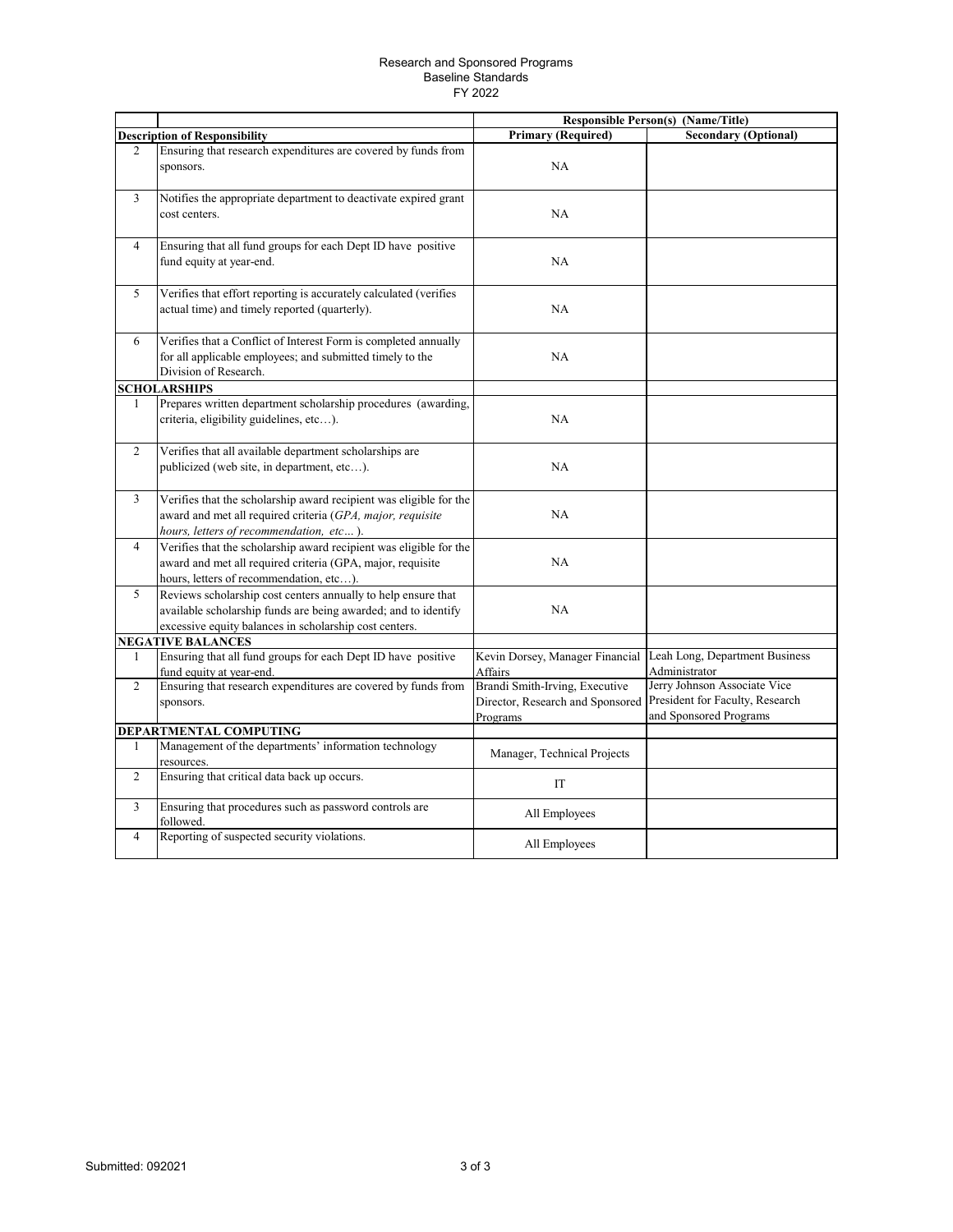Research and Sponsored Programs
Baseline Standards
FY 2022

| | | Responsible Person(s) (Name/Title) | |
|---|---|---|---|
| **Description of Responsibility** | | **Primary (Required)** | **Secondary (Optional)** |
| 2 | Ensuring that research expenditures are covered by funds from sponsors. | NA | |
| 3 | Notifies the appropriate department to deactivate expired grant cost centers. | NA | |
| 4 | Ensuring that all fund groups for each Dept ID have positive fund equity at year-end. | NA | |
| 5 | Verifies that effort reporting is accurately calculated (verifies actual time) and timely reported (quarterly). | NA | |
| 6 | Verifies that a Conflict of Interest Form is completed annually for all applicable employees; and submitted timely to the Division of Research. | NA | |
| **SCHOLARSHIPS** | | | |
| 1 | Prepares written department scholarship procedures (awarding, criteria, eligibility guidelines, etc…). | NA | |
| 2 | Verifies that all available department scholarships are publicized (web site, in department, etc…). | NA | |
| 3 | Verifies that the scholarship award recipient was eligible for the award and met all required criteria (*GPA, major, requisite hours, letters of recommendation, etc…*). | NA | |
| 4 | Verifies that the scholarship award recipient was eligible for the award and met all required criteria (GPA, major, requisite hours, letters of recommendation, etc…). | NA | |
| 5 | Reviews scholarship cost centers annually to help ensure that available scholarship funds are being awarded; and to identify excessive equity balances in scholarship cost centers. | NA | |
| **NEGATIVE BALANCES** | | | |
| 1 | Ensuring that all fund groups for each Dept ID have positive fund equity at year-end. | Kevin Dorsey, Manager Financial Affairs | Leah Long, Department Business Administrator |
| 2 | Ensuring that research expenditures are covered by funds from sponsors. | Brandi Smith-Irving, Executive Director, Research and Sponsored Programs | Jerry Johnson Associate Vice President for Faculty, Research and Sponsored Programs |
| **DEPARTMENTAL COMPUTING** | | | |
| 1 | Management of the departments' information technology resources. | Manager, Technical Projects | |
| 2 | Ensuring that critical data back up occurs. | IT | |
| 3 | Ensuring that procedures such as password controls are followed. | All Employees | |
| 4 | Reporting of suspected security violations. | All Employees | |

Submitted: 092021